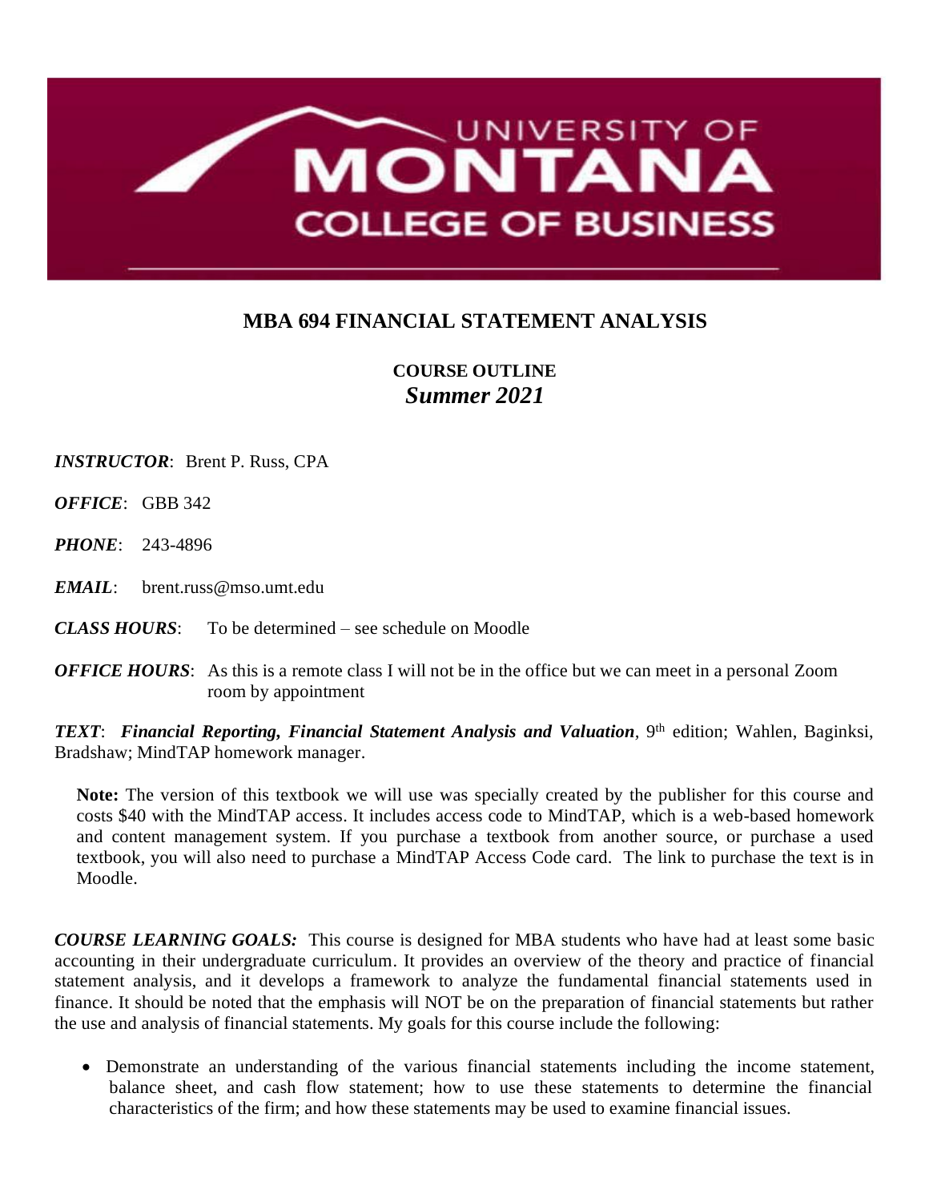UNIVERSITY OF MONTANA COLLEGE OF BUSINESS

# MBA 694 FINANCIAL STATEMENT ANALYSIS

## COURSE OUTLINE
### *Summer 2021*

***INSTRUCTOR***: Brent P. Russ, CPA

***OFFICE***: GBB 342

***PHONE***: 243-4896

***EMAIL***: brent.russ@mso.umt.edu

***CLASS HOURS***: To be determined – see schedule on Moodle

***OFFICE HOURS***: As this is a remote class I will not be in the office but we can meet in a personal Zoom room by appointment

***TEXT***: ***Financial Reporting, Financial Statement Analysis and Valuation***, 9th edition; Wahlen, Baginksi, Bradshaw; MindTAP homework manager.

> **Note:** The version of this textbook we will use was specially created by the publisher for this course and costs $40 with the MindTAP access. It includes access code to MindTAP, which is a web-based homework and content management system. If you purchase a textbook from another source, or purchase a used textbook, you will also need to purchase a MindTAP Access Code card. The link to purchase the text is in Moodle.

***COURSE LEARNING GOALS:*** This course is designed for MBA students who have had at least some basic accounting in their undergraduate curriculum. It provides an overview of the theory and practice of financial statement analysis, and it develops a framework to analyze the fundamental financial statements used in finance. It should be noted that the emphasis will NOT be on the preparation of financial statements but rather the use and analysis of financial statements. My goals for this course include the following:

- Demonstrate an understanding of the various financial statements including the income statement, balance sheet, and cash flow statement; how to use these statements to determine the financial characteristics of the firm; and how these statements may be used to examine financial issues.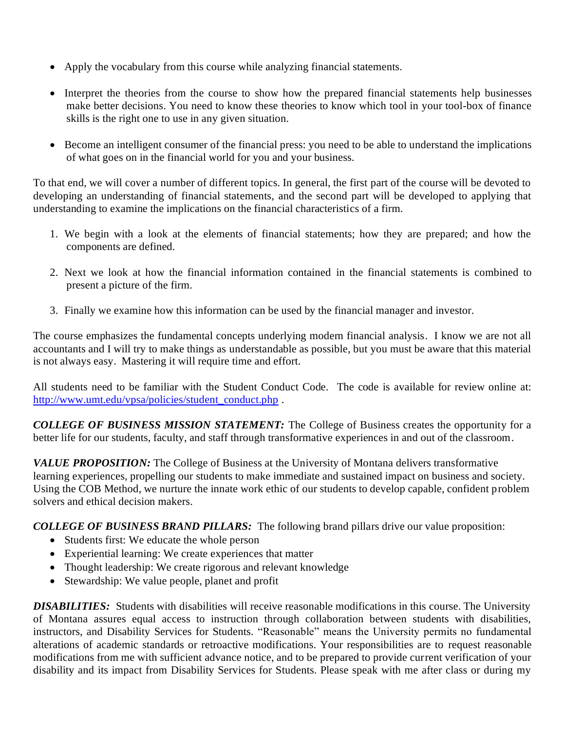- Apply the vocabulary from this course while analyzing financial statements.

- Interpret the theories from the course to show how the prepared financial statements help businesses make better decisions. You need to know these theories to know which tool in your tool-box of finance skills is the right one to use in any given situation.

- Become an intelligent consumer of the financial press: you need to be able to understand the implications of what goes on in the financial world for you and your business.

To that end, we will cover a number of different topics. In general, the first part of the course will be devoted to developing an understanding of financial statements, and the second part will be developed to applying that understanding to examine the implications on the financial characteristics of a firm.

1. We begin with a look at the elements of financial statements; how they are prepared; and how the components are defined.

2. Next we look at how the financial information contained in the financial statements is combined to present a picture of the firm.

3. Finally we examine how this information can be used by the financial manager and investor.

The course emphasizes the fundamental concepts underlying modern financial analysis. I know we are not all accountants and I will try to make things as understandable as possible, but you must be aware that this material is not always easy. Mastering it will require time and effort.

All students need to be familiar with the Student Conduct Code. The code is available for review online at: [http://www.umt.edu/vpsa/policies/student_conduct.php](http://www.umt.edu/vpsa/policies/student_conduct.php) .

***COLLEGE OF BUSINESS MISSION STATEMENT:*** The College of Business creates the opportunity for a better life for our students, faculty, and staff through transformative experiences in and out of the classroom.

***VALUE PROPOSITION:*** The College of Business at the University of Montana delivers transformative learning experiences, propelling our students to make immediate and sustained impact on business and society. Using the COB Method, we nurture the innate work ethic of our students to develop capable, confident problem solvers and ethical decision makers.

***COLLEGE OF BUSINESS BRAND PILLARS:*** The following brand pillars drive our value proposition:

- Students first: We educate the whole person
- Experiential learning: We create experiences that matter
- Thought leadership: We create rigorous and relevant knowledge
- Stewardship: We value people, planet and profit

***DISABILITIES:*** Students with disabilities will receive reasonable modifications in this course. The University of Montana assures equal access to instruction through collaboration between students with disabilities, instructors, and Disability Services for Students. "Reasonable" means the University permits no fundamental alterations of academic standards or retroactive modifications. Your responsibilities are to request reasonable modifications from me with sufficient advance notice, and to be prepared to provide current verification of your disability and its impact from Disability Services for Students. Please speak with me after class or during my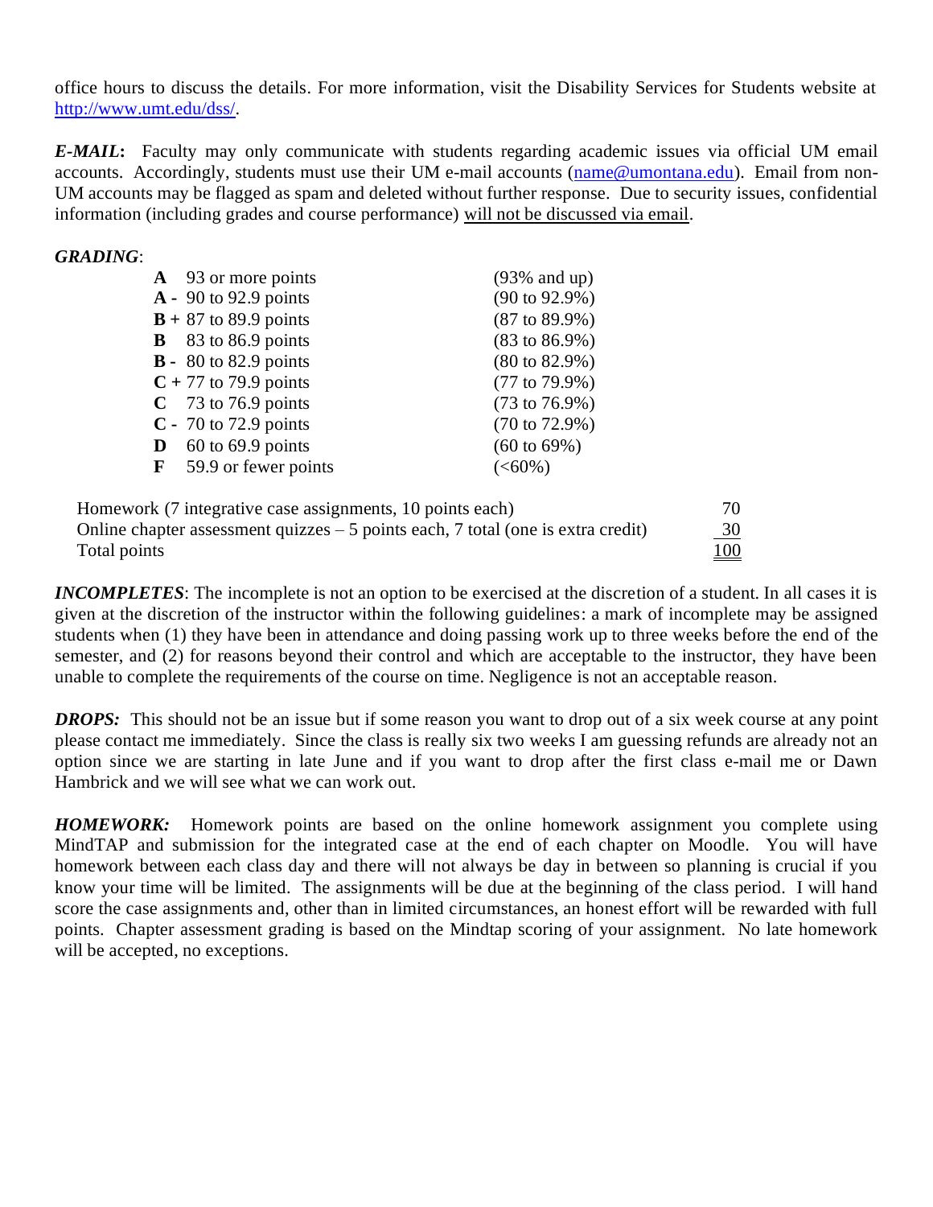office hours to discuss the details. For more information, visit the Disability Services for Students website at [http://www.umt.edu/dss/](http://www.umt.edu/dss/).

***E-MAIL*:** Faculty may only communicate with students regarding academic issues via official UM email accounts. Accordingly, students must use their UM e-mail accounts ([name@umontana.edu](mailto:name@umontana.edu)). Email from non-UM accounts may be flagged as spam and deleted without further response. Due to security issues, confidential information (including grades and course performance) <u>will not be discussed via email</u>.

***GRADING***:

| | | |
|---|---|---|
| **A** | 93 or more points | (93% and up) |
| **A -** | 90 to 92.9 points | (90 to 92.9%) |
| **B +** | 87 to 89.9 points | (87 to 89.9%) |
| **B** | 83 to 86.9 points | (83 to 86.9%) |
| **B -** | 80 to 82.9 points | (80 to 82.9%) |
| **C +** | 77 to 79.9 points | (77 to 79.9%) |
| **C** | 73 to 76.9 points | (73 to 76.9%) |
| **C -** | 70 to 72.9 points | (70 to 72.9%) |
| **D** | 60 to 69.9 points | (60 to 69%) |
| **F** | 59.9 or fewer points | (<60%) |

| | |
|---|---|
| Homework (7 integrative case assignments, 10 points each) | 70 |
| Online chapter assessment quizzes – 5 points each, 7 total (one is extra credit) | 30 |
| Total points | 100 |

***INCOMPLETES***: The incomplete is not an option to be exercised at the discretion of a student. In all cases it is given at the discretion of the instructor within the following guidelines: a mark of incomplete may be assigned students when (1) they have been in attendance and doing passing work up to three weeks before the end of the semester, and (2) for reasons beyond their control and which are acceptable to the instructor, they have been unable to complete the requirements of the course on time. Negligence is not an acceptable reason.

***DROPS:*** This should not be an issue but if some reason you want to drop out of a six week course at any point please contact me immediately. Since the class is really six two weeks I am guessing refunds are already not an option since we are starting in late June and if you want to drop after the first class e-mail me or Dawn Hambrick and we will see what we can work out.

***HOMEWORK:*** Homework points are based on the online homework assignment you complete using MindTAP and submission for the integrated case at the end of each chapter on Moodle. You will have homework between each class day and there will not always be day in between so planning is crucial if you know your time will be limited. The assignments will be due at the beginning of the class period. I will hand score the case assignments and, other than in limited circumstances, an honest effort will be rewarded with full points. Chapter assessment grading is based on the Mindtap scoring of your assignment. No late homework will be accepted, no exceptions.